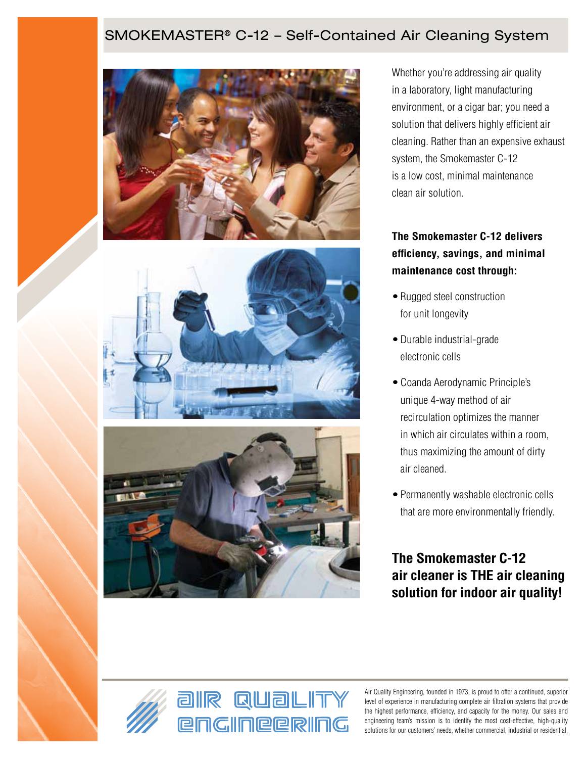# SMOKEMASTER® C-12 – Self-Contained Air Cleaning System

Whether you're addressing air quality in a laboratory, light manufacturing environment, or a cigar bar; you need a solution that delivers highly efficient air cleaning. Rather than an expensive exhaust system, the Smokemaster C-12 is a low cost, minimal maintenance clean air solution.

**The Smokemaster C-12 delivers efficiency, savings, and minimal maintenance cost through:**

- Rugged steel construction for unit longevity
- Durable industrial-grade electronic cells
- Coanda Aerodynamic Principle's unique 4-way method of air recirculation optimizes the manner in which air circulates within a room, thus maximizing the amount of dirty air cleaned.
- Permanently washable electronic cells that are more environmentally friendly.

## The Smokemaster C-12 air cleaner is THE air cleaning solution for indoor air quality!

AIR QUALITY ENGINEERING

Air Quality Engineering, founded in 1973, is proud to offer a continued, superior level of experience in manufacturing complete air filtration systems that provide the highest performance, efficiency, and capacity for the money. Our sales and engineering team's mission is to identify the most cost-effective, high-quality solutions for our customers' needs, whether commercial, industrial or residential.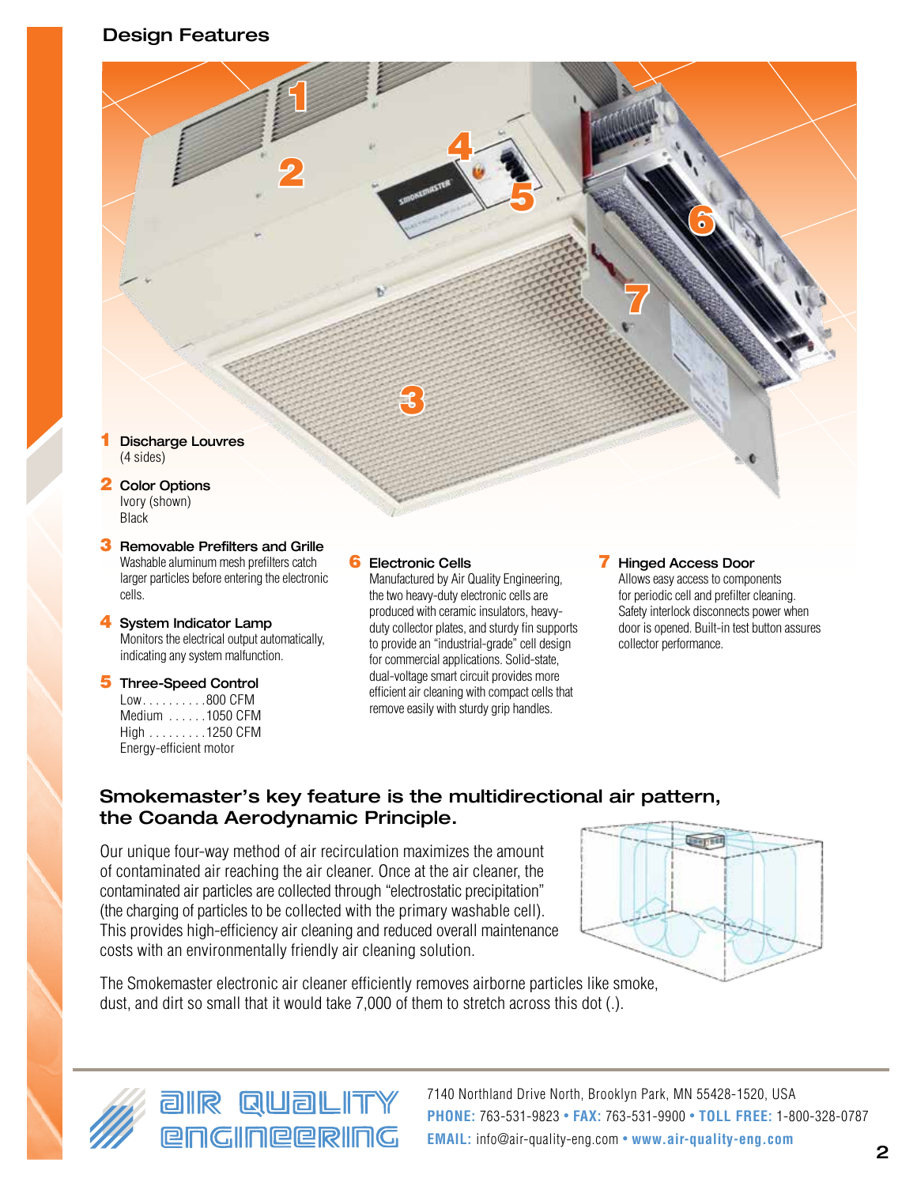## Design Features

**1 Discharge Louvres**
(4 sides)

**2 Color Options**
Ivory (shown)
Black

**3 Removable Prefilters and Grille**
Washable aluminum mesh prefilters catch larger particles before entering the electronic cells.

**4 System Indicator Lamp**
Monitors the electrical output automatically, indicating any system malfunction.

**5 Three-Speed Control**
Low. . . . . . . . . .800 CFM
Medium . . . . . .1050 CFM
High . . . . . . . . .1250 CFM
Energy-efficient motor

**6 Electronic Cells**
Manufactured by Air Quality Engineering, the two heavy-duty electronic cells are produced with ceramic insulators, heavy-duty collector plates, and sturdy fin supports to provide an "industrial-grade" cell design for commercial applications. Solid-state, dual-voltage smart circuit provides more efficient air cleaning with compact cells that remove easily with sturdy grip handles.

**7 Hinged Access Door**
Allows easy access to components for periodic cell and prefilter cleaning. Safety interlock disconnects power when door is opened. Built-in test button assures collector performance.

### Smokemaster's key feature is the multidirectional air pattern, the Coanda Aerodynamic Principle.

Our unique four-way method of air recirculation maximizes the amount of contaminated air reaching the air cleaner. Once at the air cleaner, the contaminated air particles are collected through "electrostatic precipitation" (the charging of particles to be collected with the primary washable cell). This provides high-efficiency air cleaning and reduced overall maintenance costs with an environmentally friendly air cleaning solution.

The Smokemaster electronic air cleaner efficiently removes airborne particles like smoke, dust, and dirt so small that it would take 7,000 of them to stretch across this dot (.).

AIR QUALITY ENGINEERING

7140 Northland Drive North, Brooklyn Park, MN 55428-1520, USA
**PHONE:** 763-531-9823 • **FAX:** 763-531-9900 • **TOLL FREE:** 1-800-328-0787
**EMAIL:** info@air-quality-eng.com • **www.air-quality-eng.com**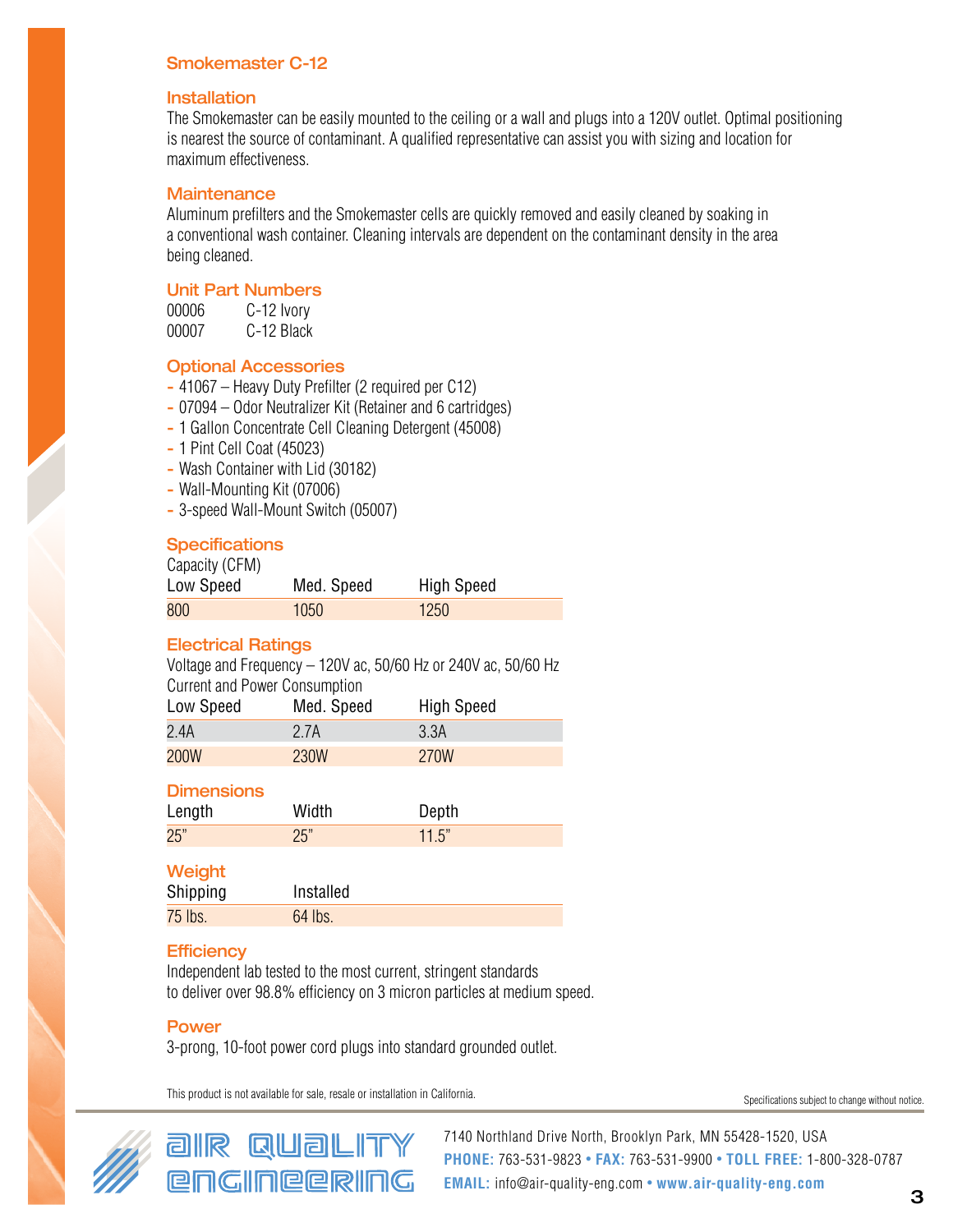## Smokemaster C-12

### Installation

The Smokemaster can be easily mounted to the ceiling or a wall and plugs into a 120V outlet. Optimal positioning is nearest the source of contaminant. A qualified representative can assist you with sizing and location for maximum effectiveness.

### Maintenance

Aluminum prefilters and the Smokemaster cells are quickly removed and easily cleaned by soaking in a conventional wash container. Cleaning intervals are dependent on the contaminant density in the area being cleaned.

### Unit Part Numbers

| | |
|---|---|
| 00006 | C-12 Ivory |
| 00007 | C-12 Black |

### Optional Accessories

- 41067 – Heavy Duty Prefilter (2 required per C12)
- 07094 – Odor Neutralizer Kit (Retainer and 6 cartridges)
- 1 Gallon Concentrate Cell Cleaning Detergent (45008)
- 1 Pint Cell Coat (45023)
- Wash Container with Lid (30182)
- Wall-Mounting Kit (07006)
- 3-speed Wall-Mount Switch (05007)

### Specifications

Capacity (CFM)

| Low Speed | Med. Speed | High Speed |
|---|---|---|
| 800 | 1050 | 1250 |

### Electrical Ratings

Voltage and Frequency – 120V ac, 50/60 Hz or 240V ac, 50/60 Hz

Current and Power Consumption

| Low Speed | Med. Speed | High Speed |
|---|---|---|
| 2.4A | 2.7A | 3.3A |
| 200W | 230W | 270W |

### Dimensions

| Length | Width | Depth |
|---|---|---|
| 25" | 25" | 11.5" |

### Weight

| Shipping | Installed |
|---|---|
| 75 lbs. | 64 lbs. |

### Efficiency

Independent lab tested to the most current, stringent standards to deliver over 98.8% efficiency on 3 micron particles at medium speed.

### Power

3-prong, 10-foot power cord plugs into standard grounded outlet.

This product is not available for sale, resale or installation in California.

Specifications subject to change without notice.

AIR QUALITY ENGINEERING

7140 Northland Drive North, Brooklyn Park, MN 55428-1520, USA

**PHONE:** 763-531-9823 • **FAX:** 763-531-9900 • **TOLL FREE:** 1-800-328-0787

**EMAIL:** info@air-quality-eng.com • **www.air-quality-eng.com**